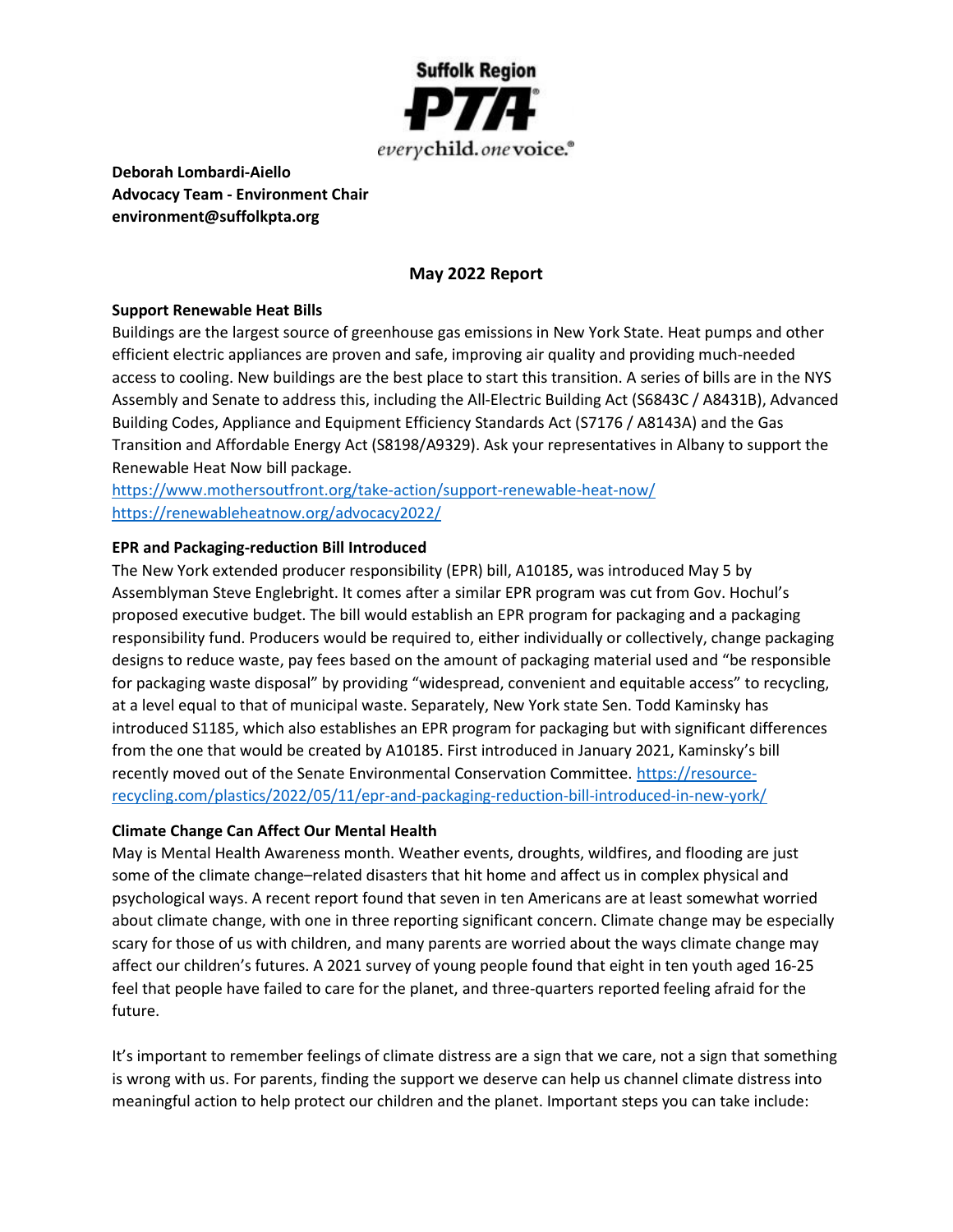Suffolk Region PTA

everychild. onevoice.

**Deborah Lombardi-Aiello**
**Advocacy Team - Environment Chair**
**environment@suffolkpta.org**

## May 2022 Report

### Support Renewable Heat Bills

Buildings are the largest source of greenhouse gas emissions in New York State. Heat pumps and other efficient electric appliances are proven and safe, improving air quality and providing much-needed access to cooling. New buildings are the best place to start this transition. A series of bills are in the NYS Assembly and Senate to address this, including the All-Electric Building Act (S6843C / A8431B), Advanced Building Codes, Appliance and Equipment Efficiency Standards Act (S7176 / A8143A) and the Gas Transition and Affordable Energy Act (S8198/A9329). Ask your representatives in Albany to support the Renewable Heat Now bill package.
https://www.mothersoutfront.org/take-action/support-renewable-heat-now/
https://renewableheatnow.org/advocacy2022/

### EPR and Packaging-reduction Bill Introduced

The New York extended producer responsibility (EPR) bill, A10185, was introduced May 5 by Assemblyman Steve Englebright. It comes after a similar EPR program was cut from Gov. Hochul's proposed executive budget. The bill would establish an EPR program for packaging and a packaging responsibility fund. Producers would be required to, either individually or collectively, change packaging designs to reduce waste, pay fees based on the amount of packaging material used and "be responsible for packaging waste disposal" by providing "widespread, convenient and equitable access" to recycling, at a level equal to that of municipal waste. Separately, New York state Sen. Todd Kaminsky has introduced S1185, which also establishes an EPR program for packaging but with significant differences from the one that would be created by A10185. First introduced in January 2021, Kaminsky's bill recently moved out of the Senate Environmental Conservation Committee. https://resource-recycling.com/plastics/2022/05/11/epr-and-packaging-reduction-bill-introduced-in-new-york/

### Climate Change Can Affect Our Mental Health

May is Mental Health Awareness month. Weather events, droughts, wildfires, and flooding are just some of the climate change–related disasters that hit home and affect us in complex physical and psychological ways. A recent report found that seven in ten Americans are at least somewhat worried about climate change, with one in three reporting significant concern. Climate change may be especially scary for those of us with children, and many parents are worried about the ways climate change may affect our children's futures. A 2021 survey of young people found that eight in ten youth aged 16-25 feel that people have failed to care for the planet, and three-quarters reported feeling afraid for the future.

It's important to remember feelings of climate distress are a sign that we care, not a sign that something is wrong with us. For parents, finding the support we deserve can help us channel climate distress into meaningful action to help protect our children and the planet. Important steps you can take include: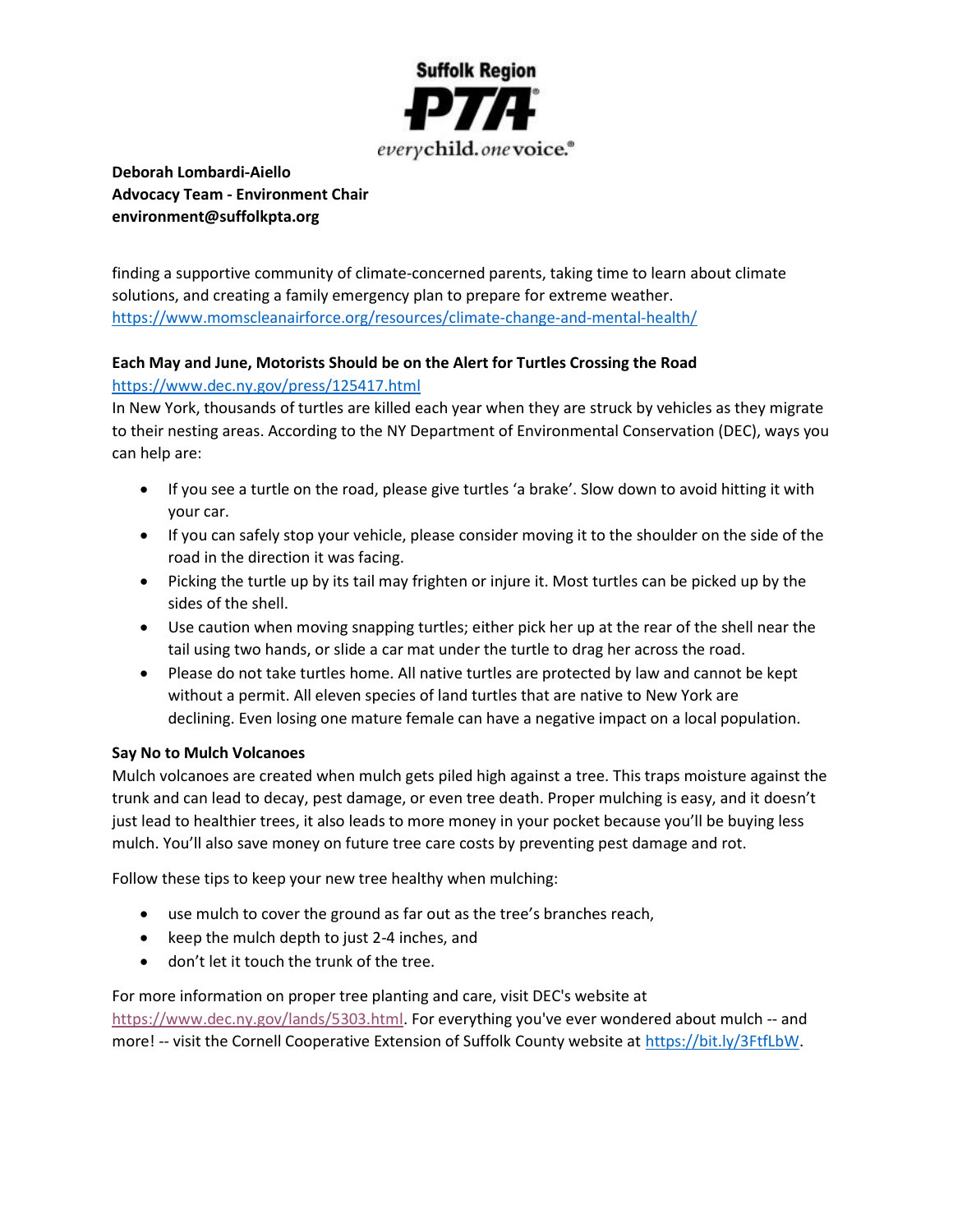**Deborah Lombardi-Aiello**
**Advocacy Team - Environment Chair**
**environment@suffolkpta.org**

finding a supportive community of climate-concerned parents, taking time to learn about climate solutions, and creating a family emergency plan to prepare for extreme weather.
https://www.momscleanairforce.org/resources/climate-change-and-mental-health/

**Each May and June, Motorists Should be on the Alert for Turtles Crossing the Road**
https://www.dec.ny.gov/press/125417.html
In New York, thousands of turtles are killed each year when they are struck by vehicles as they migrate to their nesting areas. According to the NY Department of Environmental Conservation (DEC), ways you can help are:

- If you see a turtle on the road, please give turtles 'a brake'. Slow down to avoid hitting it with your car.
- If you can safely stop your vehicle, please consider moving it to the shoulder on the side of the road in the direction it was facing.
- Picking the turtle up by its tail may frighten or injure it. Most turtles can be picked up by the sides of the shell.
- Use caution when moving snapping turtles; either pick her up at the rear of the shell near the tail using two hands, or slide a car mat under the turtle to drag her across the road.
- Please do not take turtles home. All native turtles are protected by law and cannot be kept without a permit. All eleven species of land turtles that are native to New York are declining. Even losing one mature female can have a negative impact on a local population.

**Say No to Mulch Volcanoes**
Mulch volcanoes are created when mulch gets piled high against a tree. This traps moisture against the trunk and can lead to decay, pest damage, or even tree death. Proper mulching is easy, and it doesn't just lead to healthier trees, it also leads to more money in your pocket because you'll be buying less mulch. You'll also save money on future tree care costs by preventing pest damage and rot.

Follow these tips to keep your new tree healthy when mulching:

- use mulch to cover the ground as far out as the tree's branches reach,
- keep the mulch depth to just 2-4 inches, and
- don't let it touch the trunk of the tree.

For more information on proper tree planting and care, visit DEC's website at https://www.dec.ny.gov/lands/5303.html. For everything you've ever wondered about mulch -- and more! -- visit the Cornell Cooperative Extension of Suffolk County website at https://bit.ly/3FtfLbW.